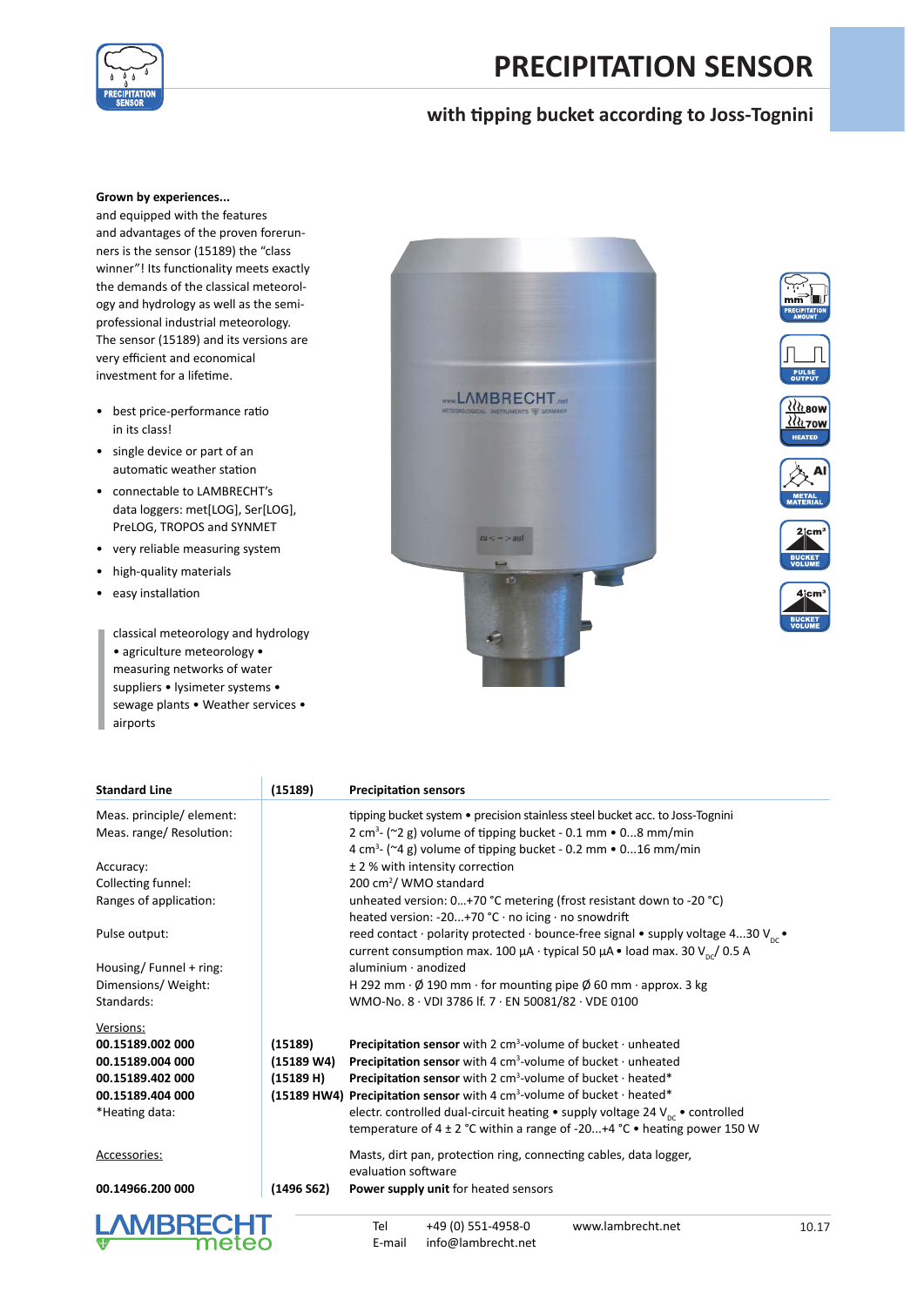# PRECIPITATION SENSOR

## with tipping bucket according to Joss-Tognini

**Grown by experiences...**
and equipped with the features and advantages of the proven forerunners is the sensor (15189) the "class winner"! Its functionality meets exactly the demands of the classical meteorology and hydrology as well as the semi-professional industrial meteorology. The sensor (15189) and its versions are very efficient and economical investment for a lifetime.

- best price-performance ratio in its class!
- single device or part of an automatic weather station
- connectable to LAMBRECHT's data loggers: met[LOG], Ser[LOG], PreLOG, TROPOS and SYNMET
- very reliable measuring system
- high-quality materials
- easy installation

classical meteorology and hydrology • agriculture meteorology • measuring networks of water suppliers • lysimeter systems • sewage plants • Weather services • airports

| Standard Line | (15189) | Precipitation sensors |
|---|---|---|
| Meas. principle/ element: | | tipping bucket system • precision stainless steel bucket acc. to Joss-Tognini |
| Meas. range/ Resolution: | | 2 cm³- (~2 g) volume of tipping bucket - 0.1 mm • 0...8 mm/min |
| | | 4 cm³- (~4 g) volume of tipping bucket - 0.2 mm • 0...16 mm/min |
| Accuracy: | | ± 2 % with intensity correction |
| Collecting funnel: | | 200 cm²/ WMO standard |
| Ranges of application: | | unheated version: 0...+70 °C metering (frost resistant down to -20 °C) |
| | | heated version: -20...+70 °C · no icing · no snowdrift |
| Pulse output: | | reed contact · polarity protected · bounce-free signal • supply voltage 4...30 $V_{DC}$ • |
| | | current consumption max. 100 µA · typical 50 µA • load max. 30 $V_{DC}$/ 0.5 A |
| Housing/ Funnel + ring: | | aluminium · anodized |
| Dimensions/ Weight: | | H 292 mm · Ø 190 mm · for mounting pipe Ø 60 mm · approx. 3 kg |
| Standards: | | WMO-No. 8 · VDI 3786 lf. 7 · EN 50081/82 · VDE 0100 |
| Versions: | | |
| **00.15189.002 000** | **(15189)** | **Precipitation sensor** with 2 cm³-volume of bucket · unheated |
| **00.15189.004 000** | **(15189 W4)** | **Precipitation sensor** with 4 cm³-volume of bucket · unheated |
| **00.15189.402 000** | **(15189 H)** | **Precipitation sensor** with 2 cm³-volume of bucket · heated* |
| **00.15189.404 000** | **(15189 HW4)** | **Precipitation sensor** with 4 cm³-volume of bucket · heated* |
| *Heating data: | | electr. controlled dual-circuit heating • supply voltage 24 $V_{DC}$ • controlled temperature of 4 ± 2 °C within a range of -20...+4 °C • heating power 150 W |
| Accessories: | | Masts, dirt pan, protection ring, connecting cables, data logger, evaluation software |
| **00.14966.200 000** | **(1496 S62)** | **Power supply unit** for heated sensors |

LAMBRECHT meteo

Tel +49 (0) 551-4958-0
E-mail info@lambrecht.net
www.lambrecht.net
10.17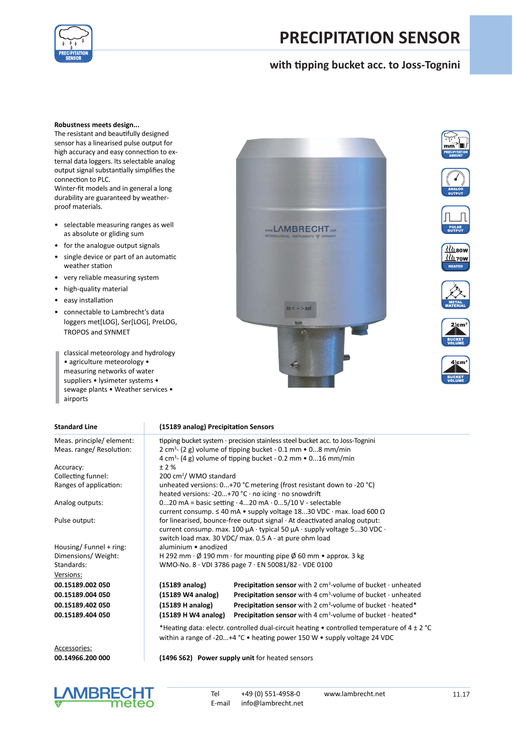# PRECIPITATION SENSOR

## with tipping bucket acc. to Joss-Tognini

**Robustness meets design...**
The resistant and beautifully designed sensor has a linearised pulse output for high accuracy and easy connection to external data loggers. Its selectable analog output signal substantially simplifies the connection to PLC.
Winter-fit models and in general a long durability are guaranteed by weather-proof materials.

- selectable measuring ranges as well as absolute or gliding sum
- for the analogue output signals
- single device or part of an automatic weather station
- very reliable measuring system
- high-quality material
- easy installation
- connectable to Lambrecht's data loggers met[LOG], Ser[LOG], PreLOG, TROPOS and SYNMET

classical meteorology and hydrology • agriculture meteorology • measuring networks of water suppliers • lysimeter systems • sewage plants • Weather services • airports

| Standard Line | (15189 analog) Precipitation Sensors | |
|---|---|---|
| Meas. principle/ element: | tipping bucket system · precision stainless steel bucket acc. to Joss-Tognini | |
| Meas. range/ Resolution: | 2 cm³- (2 g) volume of tipping bucket - 0.1 mm • 0...8 mm/min<br>4 cm³- (4 g) volume of tipping bucket - 0.2 mm • 0...16 mm/min | |
| Accuracy: | ± 2 % | |
| Collecting funnel: | 200 cm²/ WMO standard | |
| Ranges of application: | unheated versions: 0...+70 °C metering (frost resistant down to -20 °C)<br>heated versions: -20...+70 °C · no icing · no snowdrift | |
| Analog outputs: | 0...20 mA = basic setting · 4...20 mA · 0...5/10 V - selectable<br>current consump. ≤ 40 mA • supply voltage 18...30 VDC · max. load 600 Ω | |
| Pulse output: | for linearised, bounce-free output signal · At deactivated analog output:<br>current consump. max. 100 µA · typical 50 µA · supply voltage 5...30 VDC ·<br>switch load max. 30 VDC/ max. 0.5 A - at pure ohm load | |
| Housing/ Funnel + ring: | aluminium • anodized | |
| Dimensions/ Weight: | H 292 mm · Ø 190 mm · for mounting pipe Ø 60 mm • approx. 3 kg | |
| Standards: | WMO-No. 8 · VDI 3786 page 7 · EN 50081/82 · VDE 0100 | |
| Versions: | | |
| **00.15189.002 050** | **(15189 analog)** | **Precipitation sensor** with 2 cm³-volume of bucket · unheated |
| **00.15189.004 050** | **(15189 W4 analog)** | **Precipitation sensor** with 4 cm³-volume of bucket · unheated |
| **00.15189.402 050** | **(15189 H analog)** | **Precipitation sensor** with 2 cm³-volume of bucket · heated* |
| **00.15189.404 050** | **(15189 H W4 analog)** | **Precipitation sensor** with 4 cm³-volume of bucket · heated* |
| | *Heating data: electr. controlled dual-circuit heating • controlled temperature of 4 ± 2 °C within a range of -20...+4 °C • heating power 150 W • supply voltage 24 VDC | |
| Accessories: | | |
| **00.14966.200 000** | **(1496 S62)** | **Power supply unit** for heated sensors |

Tel +49 (0) 551-4958-0
E-mail info@lambrecht.net
www.lambrecht.net
11.17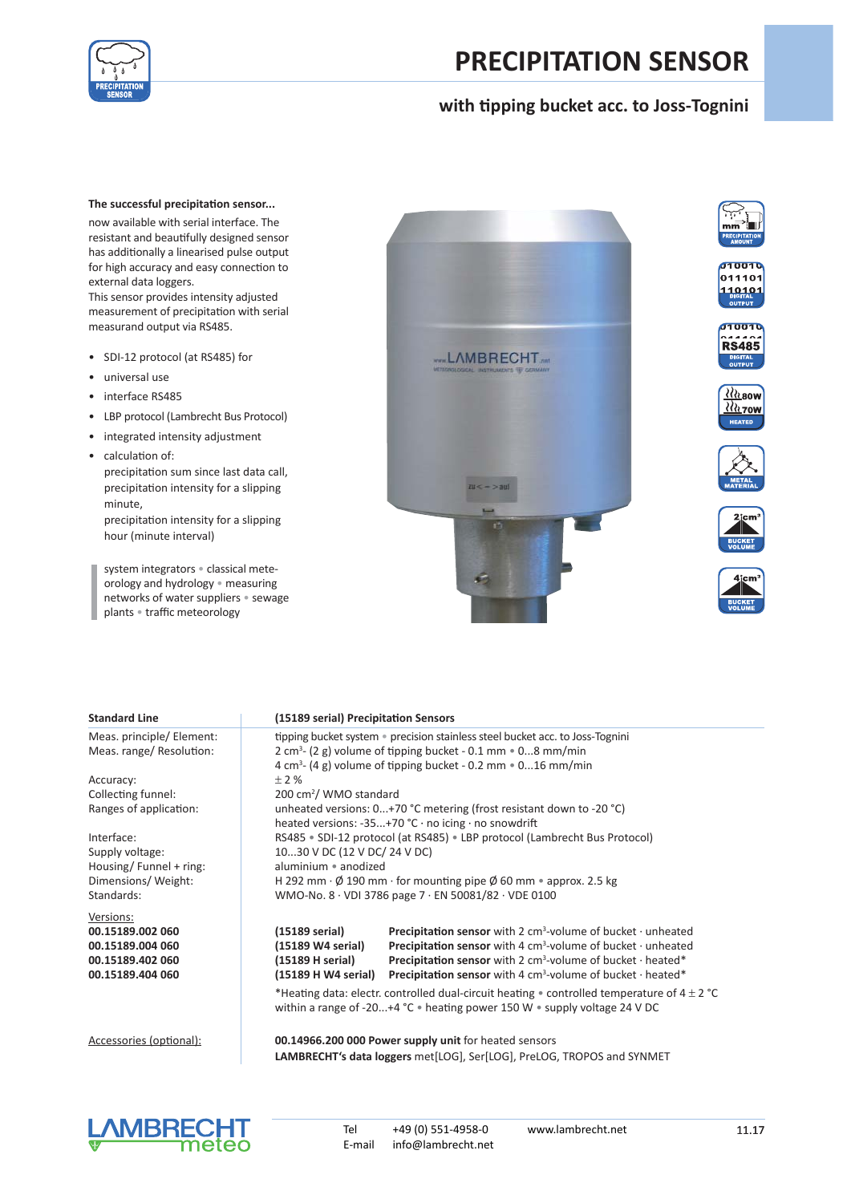# PRECIPITATION SENSOR

## with tipping bucket acc. to Joss-Tognini

**The successful precipitation sensor...**

now available with serial interface. The resistant and beautifully designed sensor has additionally a linearised pulse output for high accuracy and easy connection to external data loggers.
This sensor provides intensity adjusted measurement of precipitation with serial measurand output via RS485.

- SDI-12 protocol (at RS485) for
- universal use
- interface RS485
- LBP protocol (Lambrecht Bus Protocol)
- integrated intensity adjustment
- calculation of:
  precipitation sum since last data call,
  precipitation intensity for a slipping minute,
  precipitation intensity for a slipping hour (minute interval)

system integrators • classical meteorology and hydrology • measuring networks of water suppliers • sewage plants • traffic meteorology

| Standard Line | (15189 serial) Precipitation Sensors |
|---|---|
| Meas. principle/ Element: | tipping bucket system • precision stainless steel bucket acc. to Joss-Tognini |
| Meas. range/ Resolution: | 2 cm$^3$- (2 g) volume of tipping bucket - 0.1 mm • 0...8 mm/min<br>4 cm$^3$- (4 g) volume of tipping bucket - 0.2 mm • 0...16 mm/min |
| Accuracy: | ± 2 % |
| Collecting funnel: | 200 cm$^2$/ WMO standard |
| Ranges of application: | unheated versions: 0...+70 °C metering (frost resistant down to -20 °C)<br>heated versions: -35...+70 °C · no icing · no snowdrift |
| Interface: | RS485 • SDI-12 protocol (at RS485) • LBP protocol (Lambrecht Bus Protocol) |
| Supply voltage: | 10...30 V DC (12 V DC/ 24 V DC) |
| Housing/ Funnel + ring: | aluminium • anodized |
| Dimensions/ Weight: | H 292 mm · Ø 190 mm · for mounting pipe Ø 60 mm • approx. 2.5 kg |
| Standards: | WMO-No. 8 · VDI 3786 page 7 · EN 50081/82 · VDE 0100 |

Versions:

| | | |
|---|---|---|
| **00.15189.002 060** | **(15189 serial)** | **Precipitation sensor** with 2 cm$^3$-volume of bucket · unheated |
| **00.15189.004 060** | **(15189 W4 serial)** | **Precipitation sensor** with 4 cm$^3$-volume of bucket · unheated |
| **00.15189.402 060** | **(15189 H serial)** | **Precipitation sensor** with 2 cm$^3$-volume of bucket · heated* |
| **00.15189.404 060** | **(15189 H W4 serial)** | **Precipitation sensor** with 4 cm$^3$-volume of bucket · heated* |

*Heating data: electr. controlled dual-circuit heating • controlled temperature of 4 ± 2 °C within a range of -20...+4 °C • heating power 150 W • supply voltage 24 V DC

Accessories (optional):

**00.14966.200 000 Power supply unit** for heated sensors
**LAMBRECHT's data loggers** met[LOG], Ser[LOG], PreLOG, TROPOS and SYNMET

Tel +49 (0) 551-4958-0
E-mail info@lambrecht.net
www.lambrecht.net
11.17